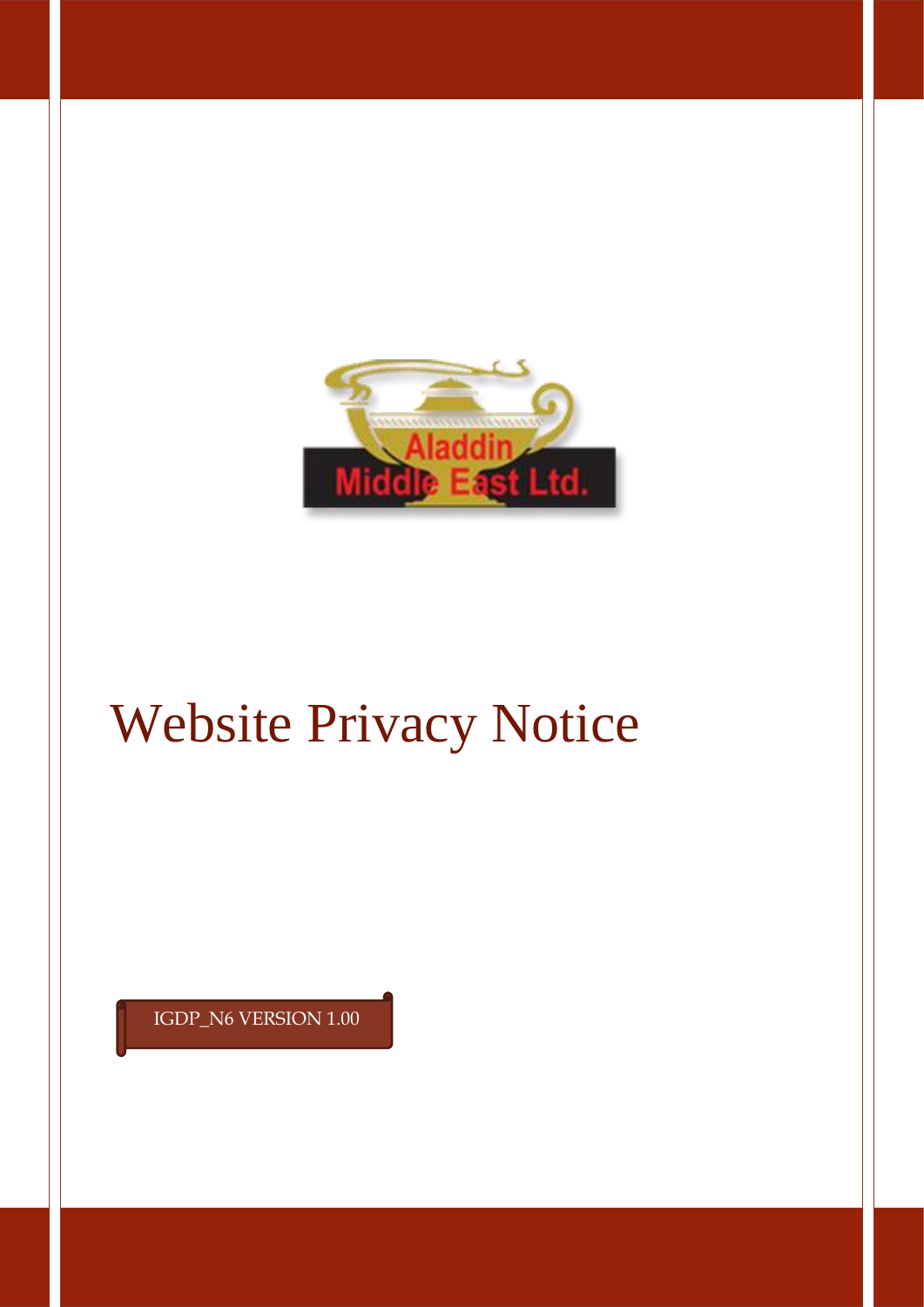Aladdin Middle East Ltd.

# Website Privacy Notice

IGDP_N6 VERSION 1.00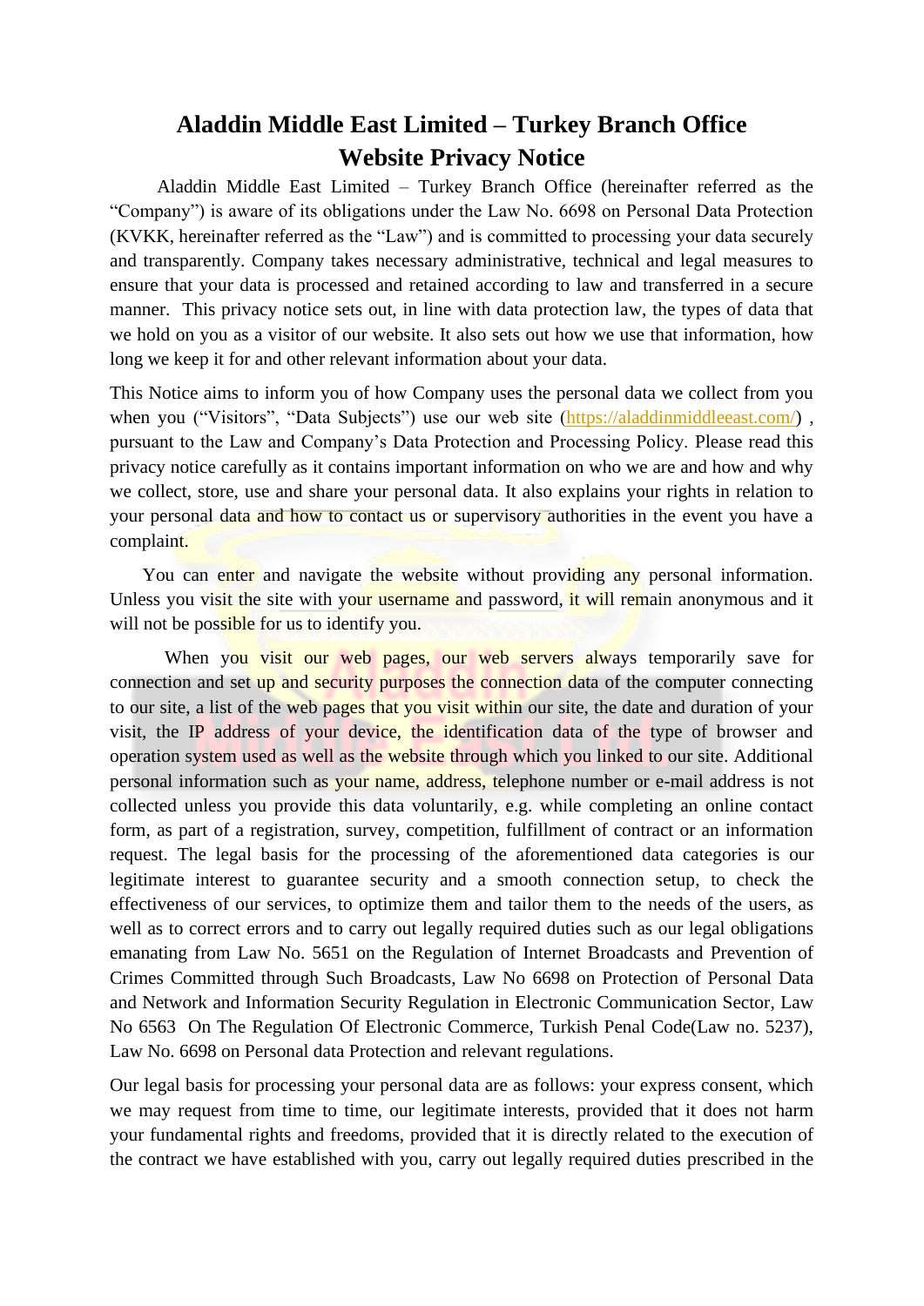# Aladdin Middle East Limited – Turkey Branch Office
# Website Privacy Notice

Aladdin Middle East Limited – Turkey Branch Office (hereinafter referred as the "Company") is aware of its obligations under the Law No. 6698 on Personal Data Protection (KVKK, hereinafter referred as the "Law") and is committed to processing your data securely and transparently. Company takes necessary administrative, technical and legal measures to ensure that your data is processed and retained according to law and transferred in a secure manner. This privacy notice sets out, in line with data protection law, the types of data that we hold on you as a visitor of our website. It also sets out how we use that information, how long we keep it for and other relevant information about your data.

This Notice aims to inform you of how Company uses the personal data we collect from you when you ("Visitors", "Data Subjects") use our web site (https://aladdinmiddleeast.com/) , pursuant to the Law and Company's Data Protection and Processing Policy. Please read this privacy notice carefully as it contains important information on who we are and how and why we collect, store, use and share your personal data. It also explains your rights in relation to your personal data and how to contact us or supervisory authorities in the event you have a complaint.

You can enter and navigate the website without providing any personal information. Unless you visit the site with your username and password, it will remain anonymous and it will not be possible for us to identify you.

When you visit our web pages, our web servers always temporarily save for connection and set up and security purposes the connection data of the computer connecting to our site, a list of the web pages that you visit within our site, the date and duration of your visit, the IP address of your device, the identification data of the type of browser and operation system used as well as the website through which you linked to our site. Additional personal information such as your name, address, telephone number or e-mail address is not collected unless you provide this data voluntarily, e.g. while completing an online contact form, as part of a registration, survey, competition, fulfillment of contract or an information request. The legal basis for the processing of the aforementioned data categories is our legitimate interest to guarantee security and a smooth connection setup, to check the effectiveness of our services, to optimize them and tailor them to the needs of the users, as well as to correct errors and to carry out legally required duties such as our legal obligations emanating from Law No. 5651 on the Regulation of Internet Broadcasts and Prevention of Crimes Committed through Such Broadcasts, Law No 6698 on Protection of Personal Data and Network and Information Security Regulation in Electronic Communication Sector, Law No 6563 On The Regulation Of Electronic Commerce, Turkish Penal Code(Law no. 5237), Law No. 6698 on Personal data Protection and relevant regulations.

Our legal basis for processing your personal data are as follows: your express consent, which we may request from time to time, our legitimate interests, provided that it does not harm your fundamental rights and freedoms, provided that it is directly related to the execution of the contract we have established with you, carry out legally required duties prescribed in the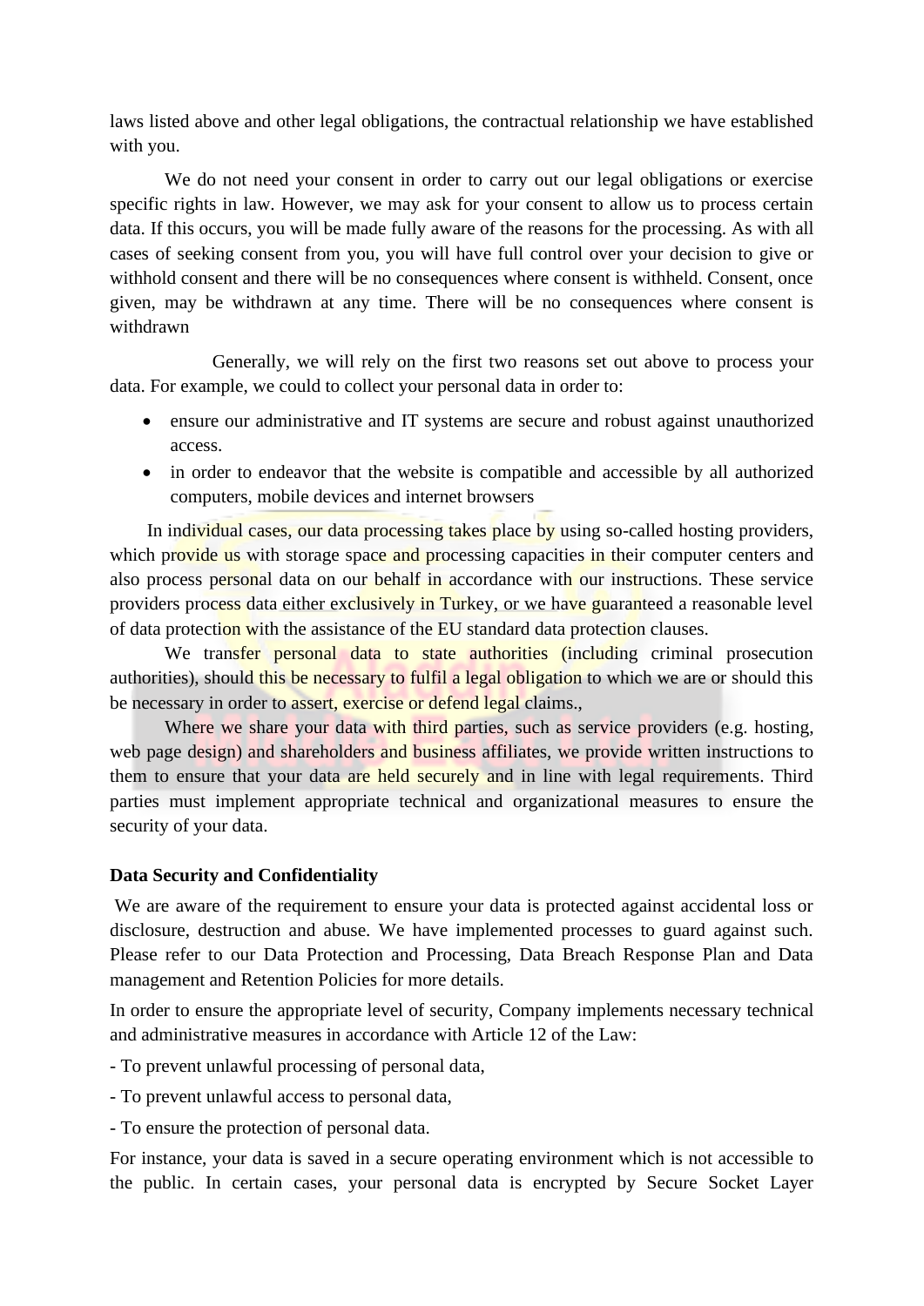laws listed above and other legal obligations, the contractual relationship we have established with you.

We do not need your consent in order to carry out our legal obligations or exercise specific rights in law. However, we may ask for your consent to allow us to process certain data. If this occurs, you will be made fully aware of the reasons for the processing. As with all cases of seeking consent from you, you will have full control over your decision to give or withhold consent and there will be no consequences where consent is withheld. Consent, once given, may be withdrawn at any time. There will be no consequences where consent is withdrawn

Generally, we will rely on the first two reasons set out above to process your data. For example, we could to collect your personal data in order to:

- ensure our administrative and IT systems are secure and robust against unauthorized access.
- in order to endeavor that the website is compatible and accessible by all authorized computers, mobile devices and internet browsers

In individual cases, our data processing takes place by using so-called hosting providers, which provide us with storage space and processing capacities in their computer centers and also process personal data on our behalf in accordance with our instructions. These service providers process data either exclusively in Turkey, or we have guaranteed a reasonable level of data protection with the assistance of the EU standard data protection clauses.

We transfer personal data to state authorities (including criminal prosecution authorities), should this be necessary to fulfil a legal obligation to which we are or should this be necessary in order to assert, exercise or defend legal claims.,

Where we share your data with third parties, such as service providers (e.g. hosting, web page design) and shareholders and business affiliates, we provide written instructions to them to ensure that your data are held securely and in line with legal requirements. Third parties must implement appropriate technical and organizational measures to ensure the security of your data.

**Data Security and Confidentiality**

We are aware of the requirement to ensure your data is protected against accidental loss or disclosure, destruction and abuse. We have implemented processes to guard against such. Please refer to our Data Protection and Processing, Data Breach Response Plan and Data management and Retention Policies for more details.

In order to ensure the appropriate level of security, Company implements necessary technical and administrative measures in accordance with Article 12 of the Law:

- To prevent unlawful processing of personal data,

- To prevent unlawful access to personal data,

- To ensure the protection of personal data.

For instance, your data is saved in a secure operating environment which is not accessible to the public. In certain cases, your personal data is encrypted by Secure Socket Layer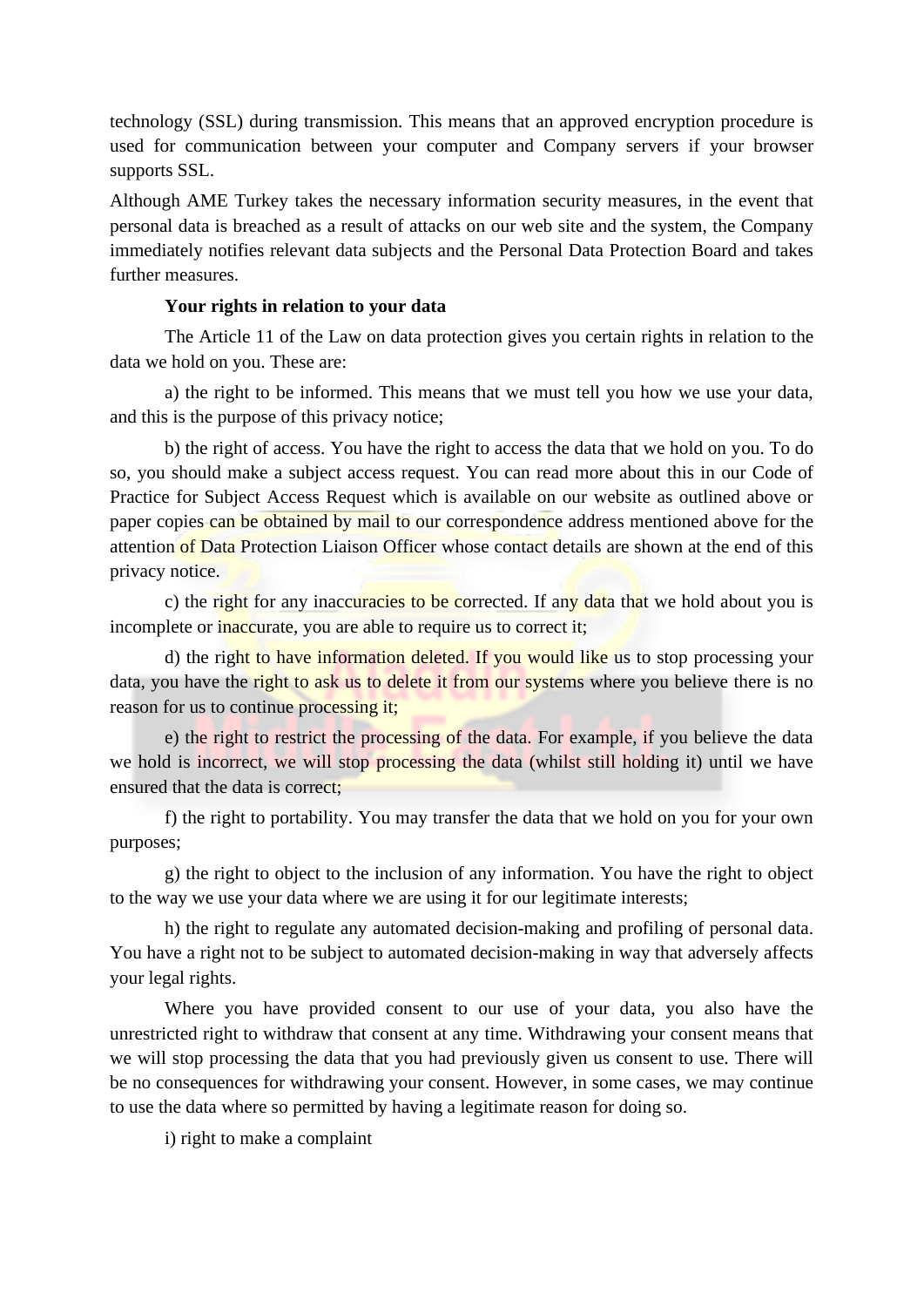technology (SSL) during transmission. This means that an approved encryption procedure is used for communication between your computer and Company servers if your browser supports SSL.

Although AME Turkey takes the necessary information security measures, in the event that personal data is breached as a result of attacks on our web site and the system, the Company immediately notifies relevant data subjects and the Personal Data Protection Board and takes further measures.

**Your rights in relation to your data**

The Article 11 of the Law on data protection gives you certain rights in relation to the data we hold on you. These are:

a) the right to be informed. This means that we must tell you how we use your data, and this is the purpose of this privacy notice;

b) the right of access. You have the right to access the data that we hold on you. To do so, you should make a subject access request. You can read more about this in our Code of Practice for Subject Access Request which is available on our website as outlined above or paper copies can be obtained by mail to our correspondence address mentioned above for the attention of Data Protection Liaison Officer whose contact details are shown at the end of this privacy notice.

c) the right for any inaccuracies to be corrected. If any data that we hold about you is incomplete or inaccurate, you are able to require us to correct it;

d) the right to have information deleted. If you would like us to stop processing your data, you have the right to ask us to delete it from our systems where you believe there is no reason for us to continue processing it;

e) the right to restrict the processing of the data. For example, if you believe the data we hold is incorrect, we will stop processing the data (whilst still holding it) until we have ensured that the data is correct;

f) the right to portability. You may transfer the data that we hold on you for your own purposes;

g) the right to object to the inclusion of any information. You have the right to object to the way we use your data where we are using it for our legitimate interests;

h) the right to regulate any automated decision-making and profiling of personal data. You have a right not to be subject to automated decision-making in way that adversely affects your legal rights.

Where you have provided consent to our use of your data, you also have the unrestricted right to withdraw that consent at any time. Withdrawing your consent means that we will stop processing the data that you had previously given us consent to use. There will be no consequences for withdrawing your consent. However, in some cases, we may continue to use the data where so permitted by having a legitimate reason for doing so.

i) right to make a complaint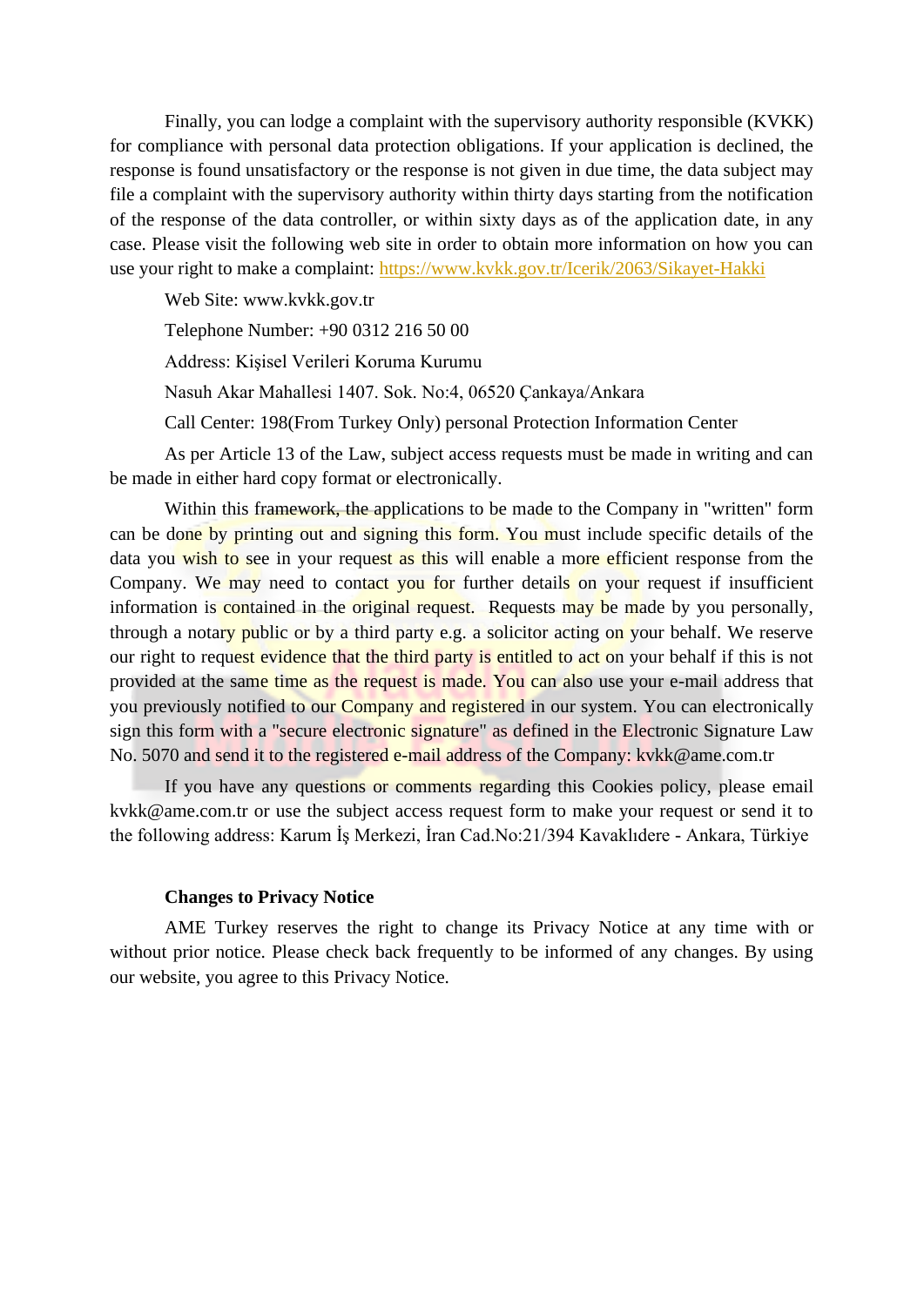Finally, you can lodge a complaint with the supervisory authority responsible (KVKK) for compliance with personal data protection obligations. If your application is declined, the response is found unsatisfactory or the response is not given in due time, the data subject may file a complaint with the supervisory authority within thirty days starting from the notification of the response of the data controller, or within sixty days as of the application date, in any case. Please visit the following web site in order to obtain more information on how you can use your right to make a complaint: https://www.kvkk.gov.tr/Icerik/2063/Sikayet-Hakki

Web Site: www.kvkk.gov.tr

Telephone Number: +90 0312 216 50 00

Address: Kişisel Verileri Koruma Kurumu

Nasuh Akar Mahallesi 1407. Sok. No:4, 06520 Çankaya/Ankara

Call Center: 198(From Turkey Only) personal Protection Information Center

As per Article 13 of the Law, subject access requests must be made in writing and can be made in either hard copy format or electronically.

Within this framework, the applications to be made to the Company in "written" form can be done by printing out and signing this form. You must include specific details of the data you wish to see in your request as this will enable a more efficient response from the Company. We may need to contact you for further details on your request if insufficient information is contained in the original request. Requests may be made by you personally, through a notary public or by a third party e.g. a solicitor acting on your behalf. We reserve our right to request evidence that the third party is entitled to act on your behalf if this is not provided at the same time as the request is made. You can also use your e-mail address that you previously notified to our Company and registered in our system. You can electronically sign this form with a "secure electronic signature" as defined in the Electronic Signature Law No. 5070 and send it to the registered e-mail address of the Company: kvkk@ame.com.tr

If you have any questions or comments regarding this Cookies policy, please email kvkk@ame.com.tr or use the subject access request form to make your request or send it to the following address: Karum İş Merkezi, İran Cad.No:21/394 Kavaklıdere - Ankara, Türkiye

**Changes to Privacy Notice**

AME Turkey reserves the right to change its Privacy Notice at any time with or without prior notice. Please check back frequently to be informed of any changes. By using our website, you agree to this Privacy Notice.